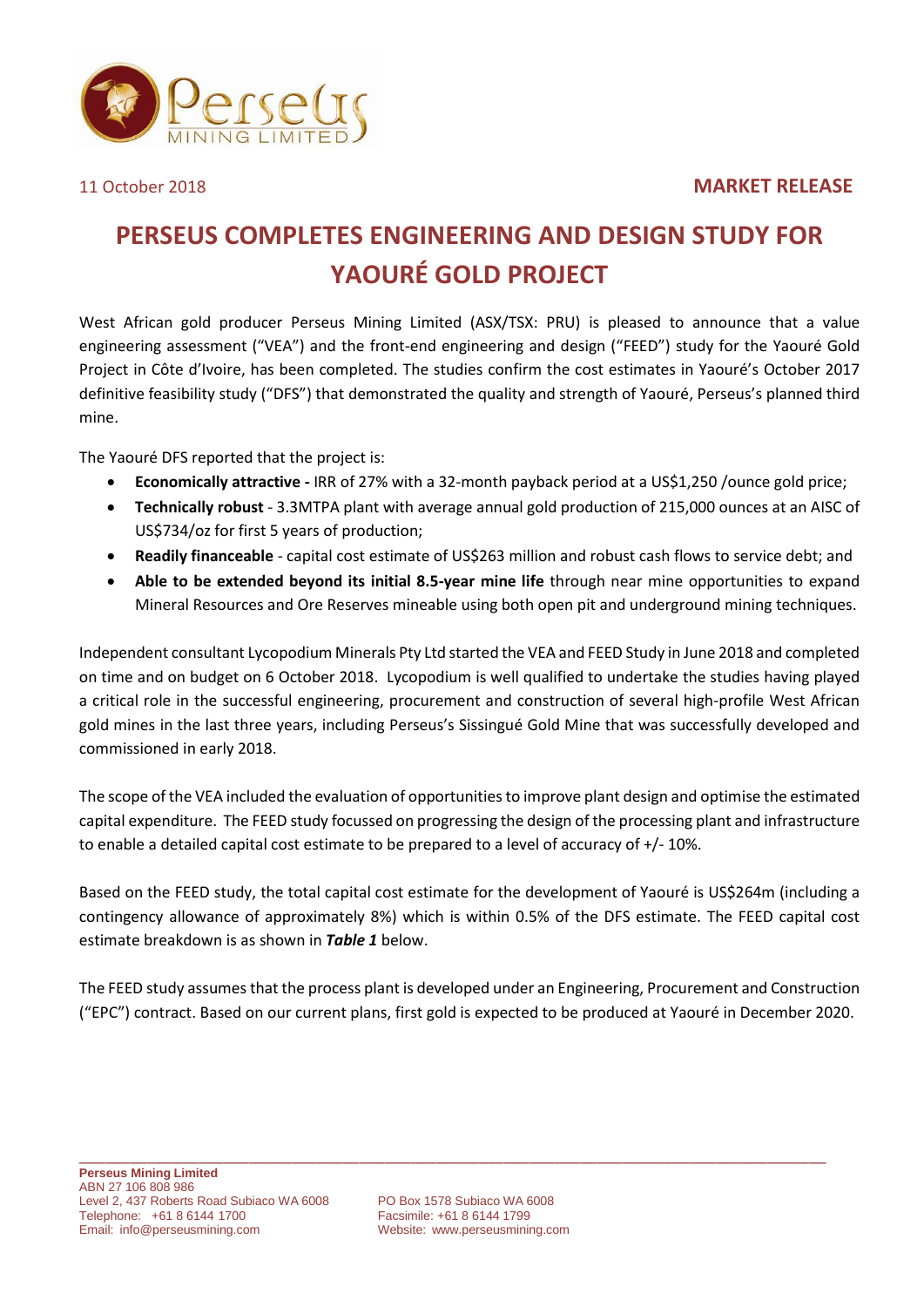11 October 2018

**MARKET RELEASE**

# PERSEUS COMPLETES ENGINEERING AND DESIGN STUDY FOR YAOURÉ GOLD PROJECT

West African gold producer Perseus Mining Limited (ASX/TSX: PRU) is pleased to announce that a value engineering assessment ("VEA") and the front-end engineering and design ("FEED") study for the Yaouré Gold Project in Côte d'Ivoire, has been completed. The studies confirm the cost estimates in Yaouré's October 2017 definitive feasibility study ("DFS") that demonstrated the quality and strength of Yaouré, Perseus's planned third mine.

The Yaouré DFS reported that the project is:

- **Economically attractive -** IRR of 27% with a 32-month payback period at a US$1,250 /ounce gold price;
- **Technically robust** - 3.3MTPA plant with average annual gold production of 215,000 ounces at an AISC of US$734/oz for first 5 years of production;
- **Readily financeable** - capital cost estimate of US$263 million and robust cash flows to service debt; and
- **Able to be extended beyond its initial 8.5-year mine life** through near mine opportunities to expand Mineral Resources and Ore Reserves mineable using both open pit and underground mining techniques.

Independent consultant Lycopodium Minerals Pty Ltd started the VEA and FEED Study in June 2018 and completed on time and on budget on 6 October 2018. Lycopodium is well qualified to undertake the studies having played a critical role in the successful engineering, procurement and construction of several high-profile West African gold mines in the last three years, including Perseus's Sissingué Gold Mine that was successfully developed and commissioned in early 2018.

The scope of the VEA included the evaluation of opportunities to improve plant design and optimise the estimated capital expenditure. The FEED study focussed on progressing the design of the processing plant and infrastructure to enable a detailed capital cost estimate to be prepared to a level of accuracy of +/- 10%.

Based on the FEED study, the total capital cost estimate for the development of Yaouré is US$264m (including a contingency allowance of approximately 8%) which is within 0.5% of the DFS estimate. The FEED capital cost estimate breakdown is as shown in ***Table 1*** below.

The FEED study assumes that the process plant is developed under an Engineering, Procurement and Construction ("EPC") contract. Based on our current plans, first gold is expected to be produced at Yaouré in December 2020.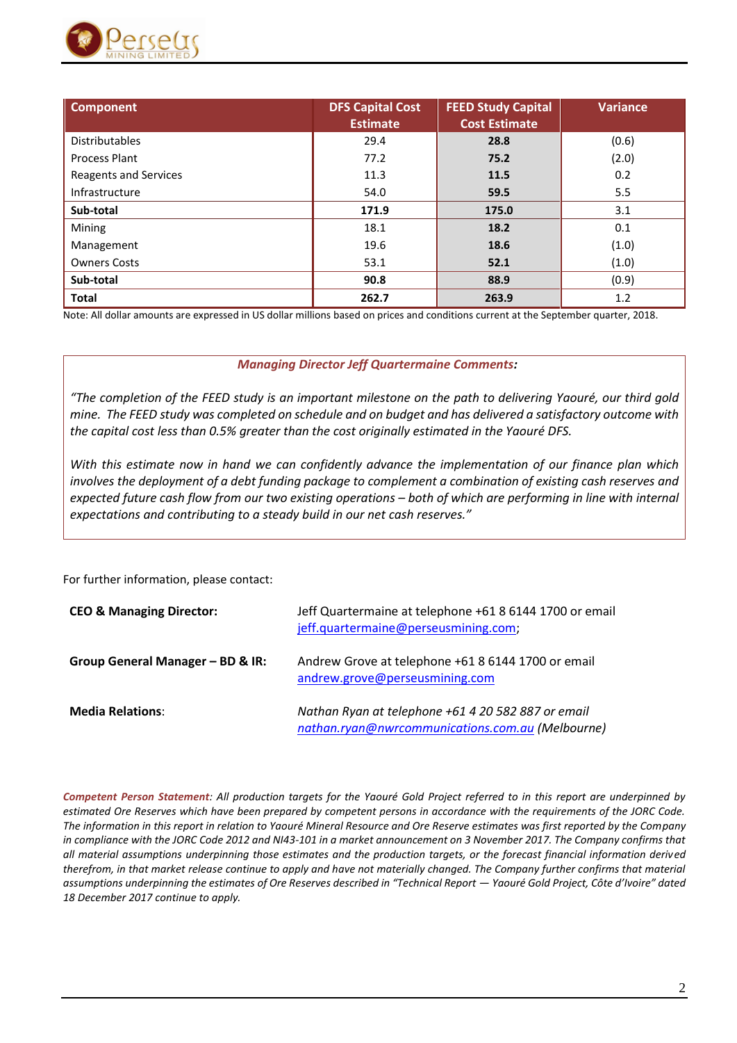| Component | DFS Capital Cost Estimate | FEED Study Capital Cost Estimate | Variance |
|---|---|---|---|
| Distributables | 29.4 | **28.8** | (0.6) |
| Process Plant | 77.2 | **75.2** | (2.0) |
| Reagents and Services | 11.3 | **11.5** | 0.2 |
| Infrastructure | 54.0 | **59.5** | 5.5 |
| **Sub-total** | **171.9** | **175.0** | 3.1 |
| Mining | 18.1 | **18.2** | 0.1 |
| Management | 19.6 | **18.6** | (1.0) |
| Owners Costs | 53.1 | **52.1** | (1.0) |
| **Sub-total** | **90.8** | **88.9** | (0.9) |
| **Total** | **262.7** | **263.9** | 1.2 |

Note: All dollar amounts are expressed in US dollar millions based on prices and conditions current at the September quarter, 2018.

***Managing Director Jeff Quartermaine Comments:***

*"The completion of the FEED study is an important milestone on the path to delivering Yaouré, our third gold mine. The FEED study was completed on schedule and on budget and has delivered a satisfactory outcome with the capital cost less than 0.5% greater than the cost originally estimated in the Yaouré DFS.*

*With this estimate now in hand we can confidently advance the implementation of our finance plan which involves the deployment of a debt funding package to complement a combination of existing cash reserves and expected future cash flow from our two existing operations – both of which are performing in line with internal expectations and contributing to a steady build in our net cash reserves."*

For further information, please contact:

| | |
|---|---|
| **CEO & Managing Director:** | Jeff Quartermaine at telephone +61 8 6144 1700 or email jeff.quartermaine@perseusmining.com; |
| **Group General Manager – BD & IR:** | Andrew Grove at telephone +61 8 6144 1700 or email andrew.grove@perseusmining.com |
| **Media Relations:** | *Nathan Ryan at telephone +61 4 20 582 887 or email nathan.ryan@nwrcommunications.com.au (Melbourne)* |

***Competent Person Statement**: All production targets for the Yaouré Gold Project referred to in this report are underpinned by estimated Ore Reserves which have been prepared by competent persons in accordance with the requirements of the JORC Code. The information in this report in relation to Yaouré Mineral Resource and Ore Reserve estimates was first reported by the Company in compliance with the JORC Code 2012 and NI43-101 in a market announcement on 3 November 2017. The Company confirms that all material assumptions underpinning those estimates and the production targets, or the forecast financial information derived therefrom, in that market release continue to apply and have not materially changed. The Company further confirms that material assumptions underpinning the estimates of Ore Reserves described in "Technical Report — Yaouré Gold Project, Côte d'Ivoire" dated 18 December 2017 continue to apply.*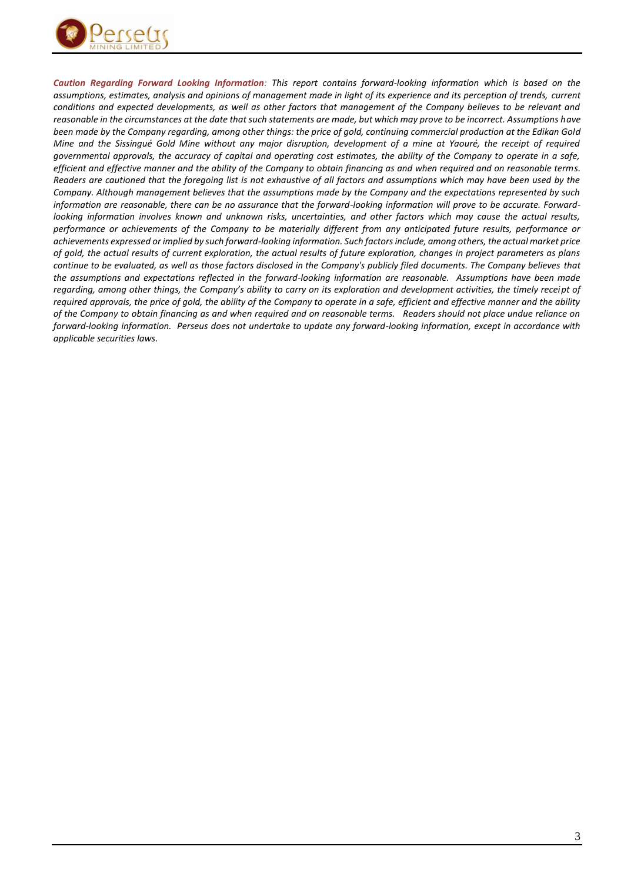***Caution Regarding Forward Looking Information**: This report contains forward-looking information which is based on the assumptions, estimates, analysis and opinions of management made in light of its experience and its perception of trends, current conditions and expected developments, as well as other factors that management of the Company believes to be relevant and reasonable in the circumstances at the date that such statements are made, but which may prove to be incorrect. Assumptions have been made by the Company regarding, among other things: the price of gold, continuing commercial production at the Edikan Gold Mine and the Sissingué Gold Mine without any major disruption, development of a mine at Yaouré, the receipt of required governmental approvals, the accuracy of capital and operating cost estimates, the ability of the Company to operate in a safe, efficient and effective manner and the ability of the Company to obtain financing as and when required and on reasonable terms. Readers are cautioned that the foregoing list is not exhaustive of all factors and assumptions which may have been used by the Company. Although management believes that the assumptions made by the Company and the expectations represented by such information are reasonable, there can be no assurance that the forward-looking information will prove to be accurate. Forward-looking information involves known and unknown risks, uncertainties, and other factors which may cause the actual results, performance or achievements of the Company to be materially different from any anticipated future results, performance or achievements expressed or implied by such forward-looking information. Such factors include, among others, the actual market price of gold, the actual results of current exploration, the actual results of future exploration, changes in project parameters as plans continue to be evaluated, as well as those factors disclosed in the Company's publicly filed documents. The Company believes that the assumptions and expectations reflected in the forward-looking information are reasonable. Assumptions have been made regarding, among other things, the Company's ability to carry on its exploration and development activities, the timely receipt of required approvals, the price of gold, the ability of the Company to operate in a safe, efficient and effective manner and the ability of the Company to obtain financing as and when required and on reasonable terms. Readers should not place undue reliance on forward-looking information. Perseus does not undertake to update any forward-looking information, except in accordance with applicable securities laws.*